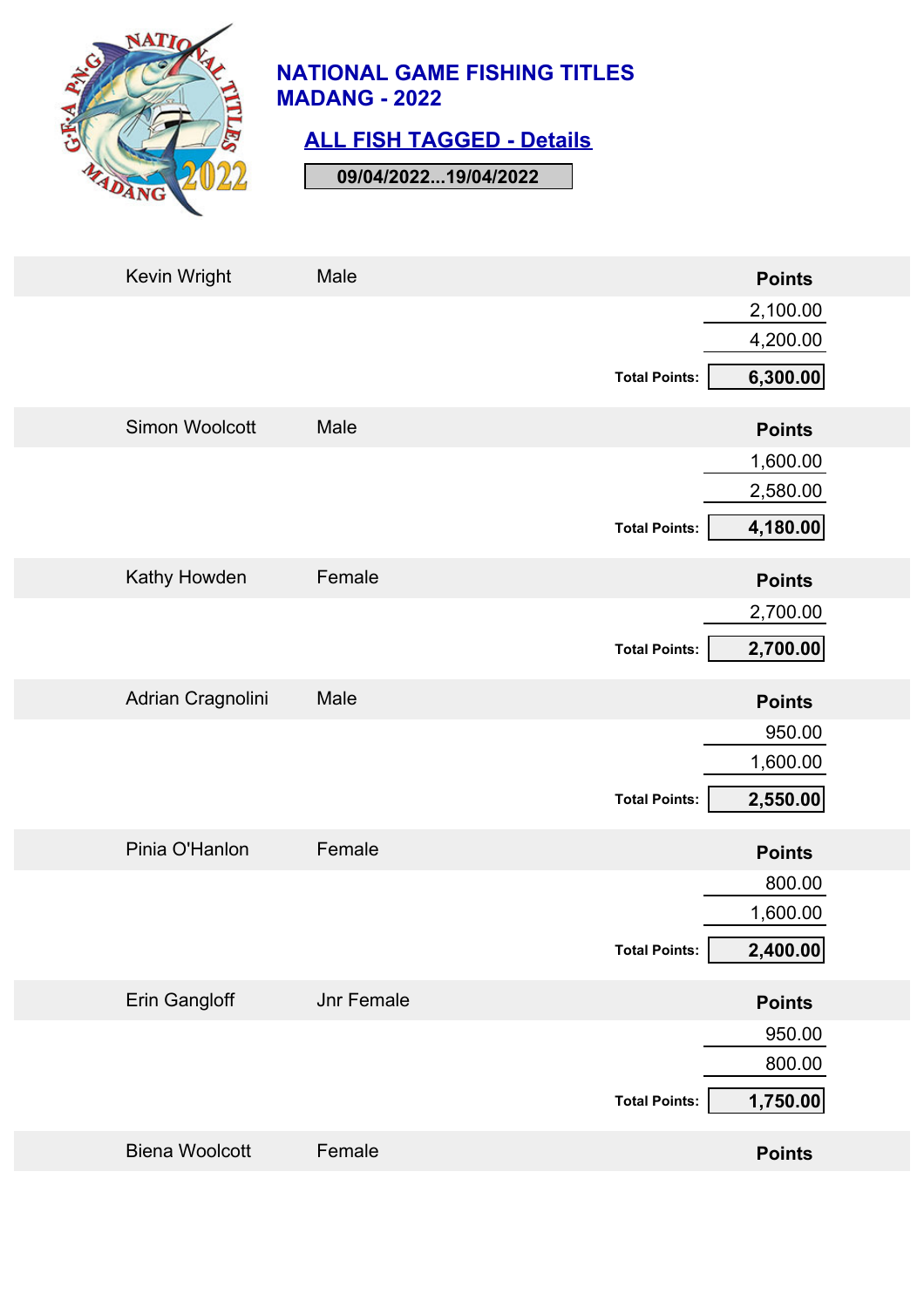# NATIONAL GAME FISHING TITLES
# MADANG - 2022

## ALL FISH TAGGED - Details

**09/04/2022...19/04/2022**

| Name | Category | Points |
|---|---|---|
| Kevin Wright | Male | |
| | | 2,100.00 |
| | | 4,200.00 |
| | **Total Points:** | **6,300.00** |
| Simon Woolcott | Male | |
| | | 1,600.00 |
| | | 2,580.00 |
| | **Total Points:** | **4,180.00** |
| Kathy Howden | Female | |
| | | 2,700.00 |
| | **Total Points:** | **2,700.00** |
| Adrian Cragnolini | Male | |
| | | 950.00 |
| | | 1,600.00 |
| | **Total Points:** | **2,550.00** |
| Pinia O'Hanlon | Female | |
| | | 800.00 |
| | | 1,600.00 |
| | **Total Points:** | **2,400.00** |
| Erin Gangloff | Jnr Female | |
| | | 950.00 |
| | | 800.00 |
| | **Total Points:** | **1,750.00** |
| Biena Woolcott | Female | |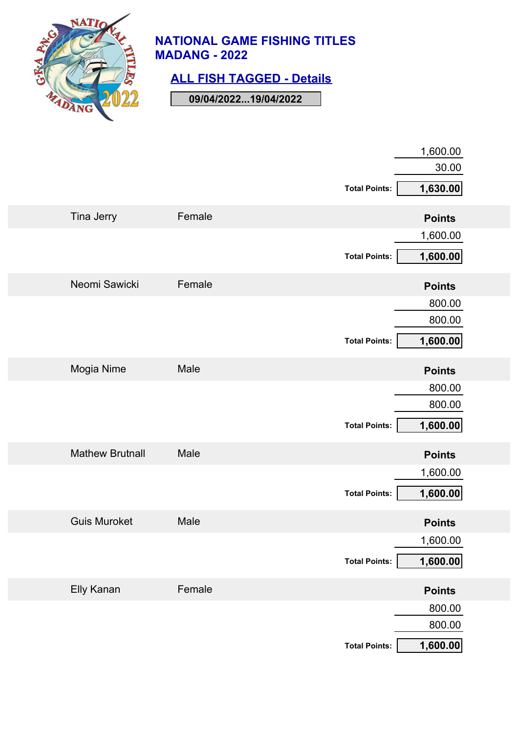# NATIONAL GAME FISHING TITLES
# MADANG - 2022

## ALL FISH TAGGED - Details

**09/04/2022...19/04/2022**

| | | Points |
|---|---|---|
| | | 1,600.00 |
| | | 30.00 |
| | | **Total Points: 1,630.00** |

| Tina Jerry | Female | Points |
|---|---|---|
| | | 1,600.00 |
| | | **Total Points: 1,600.00** |

| Neomi Sawicki | Female | Points |
|---|---|---|
| | | 800.00 |
| | | 800.00 |
| | | **Total Points: 1,600.00** |

| Mogia Nime | Male | Points |
|---|---|---|
| | | 800.00 |
| | | 800.00 |
| | | **Total Points: 1,600.00** |

| Mathew Brutnall | Male | Points |
|---|---|---|
| | | 1,600.00 |
| | | **Total Points: 1,600.00** |

| Guis Muroket | Male | Points |
|---|---|---|
| | | 1,600.00 |
| | | **Total Points: 1,600.00** |

| Elly Kanan | Female | Points |
|---|---|---|
| | | 800.00 |
| | | 800.00 |
| | | **Total Points: 1,600.00** |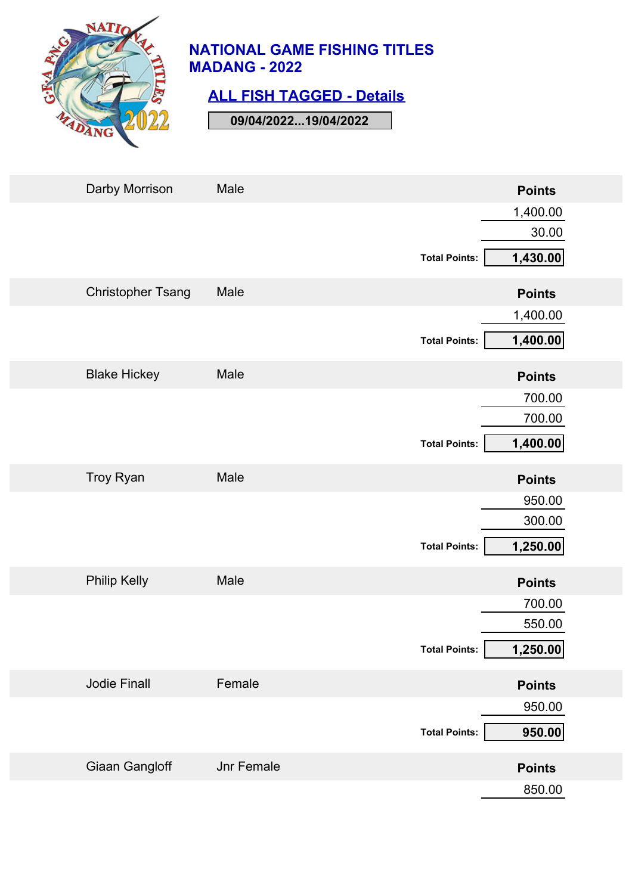# NATIONAL GAME FISHING TITLES
# MADANG - 2022

## ALL FISH TAGGED - Details

**09/04/2022...19/04/2022**

| Angler | Category | Points |
|---|---|---|
| Darby Morrison | Male | |
| | | 1,400.00 |
| | | 30.00 |
| | **Total Points:** | **1,430.00** |
| Christopher Tsang | Male | |
| | | 1,400.00 |
| | **Total Points:** | **1,400.00** |
| Blake Hickey | Male | |
| | | 700.00 |
| | | 700.00 |
| | **Total Points:** | **1,400.00** |
| Troy Ryan | Male | |
| | | 950.00 |
| | | 300.00 |
| | **Total Points:** | **1,250.00** |
| Philip Kelly | Male | |
| | | 700.00 |
| | | 550.00 |
| | **Total Points:** | **1,250.00** |
| Jodie Finall | Female | |
| | | 950.00 |
| | **Total Points:** | **950.00** |
| Giaan Gangloff | Jnr Female | |
| | | 850.00 |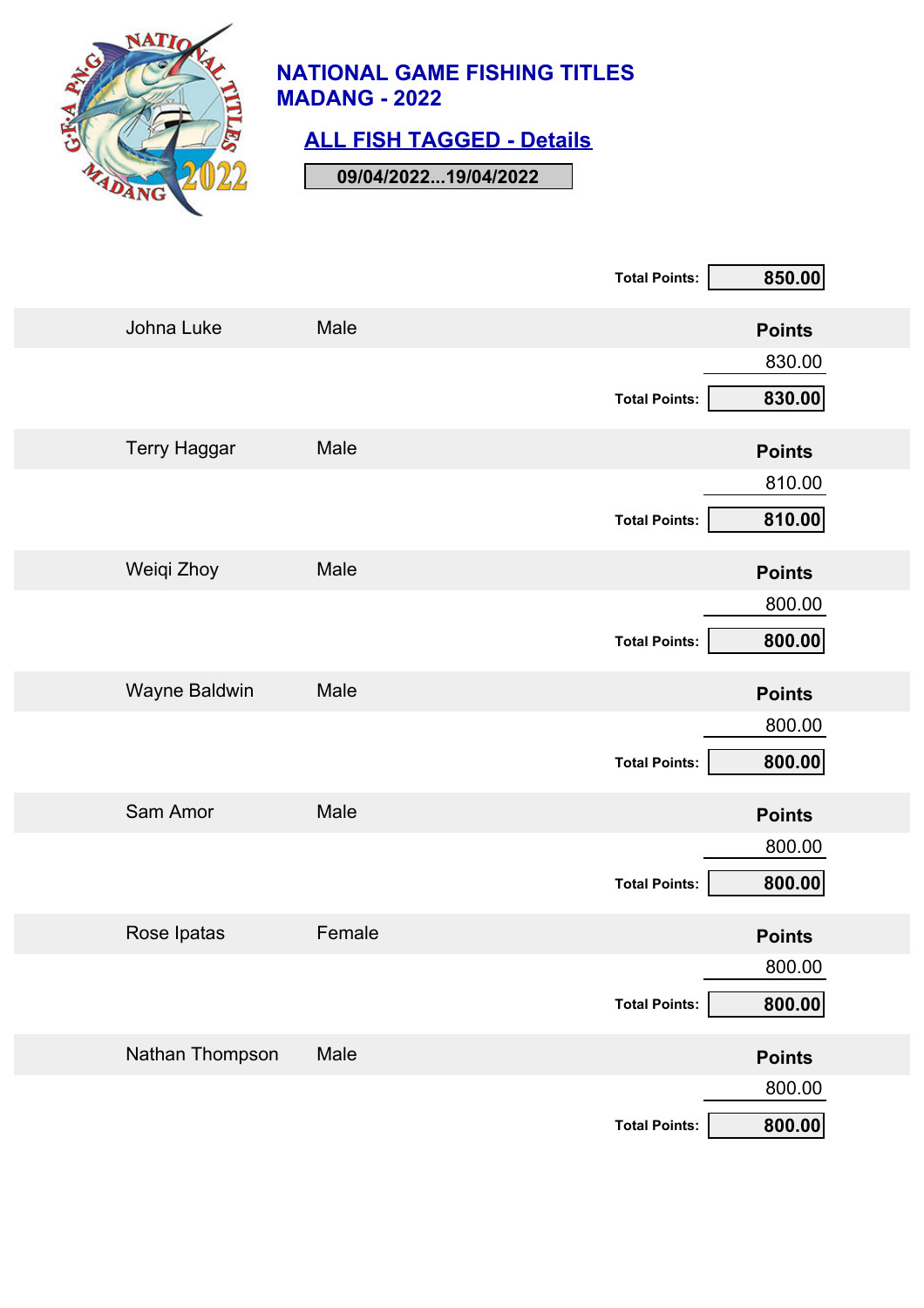# NATIONAL GAME FISHING TITLES MADANG - 2022

## ALL FISH TAGGED - Details

**09/04/2022...19/04/2022**

**Total Points:** **850.00**

| Johna Luke | Male | Points |
|---|---|---|
| | | 830.00 |
| | **Total Points:** | **830.00** |

| Terry Haggar | Male | Points |
|---|---|---|
| | | 810.00 |
| | **Total Points:** | **810.00** |

| Weiqi Zhoy | Male | Points |
|---|---|---|
| | | 800.00 |
| | **Total Points:** | **800.00** |

| Wayne Baldwin | Male | Points |
|---|---|---|
| | | 800.00 |
| | **Total Points:** | **800.00** |

| Sam Amor | Male | Points |
|---|---|---|
| | | 800.00 |
| | **Total Points:** | **800.00** |

| Rose Ipatas | Female | Points |
|---|---|---|
| | | 800.00 |
| | **Total Points:** | **800.00** |

| Nathan Thompson | Male | Points |
|---|---|---|
| | | 800.00 |
| | **Total Points:** | **800.00** |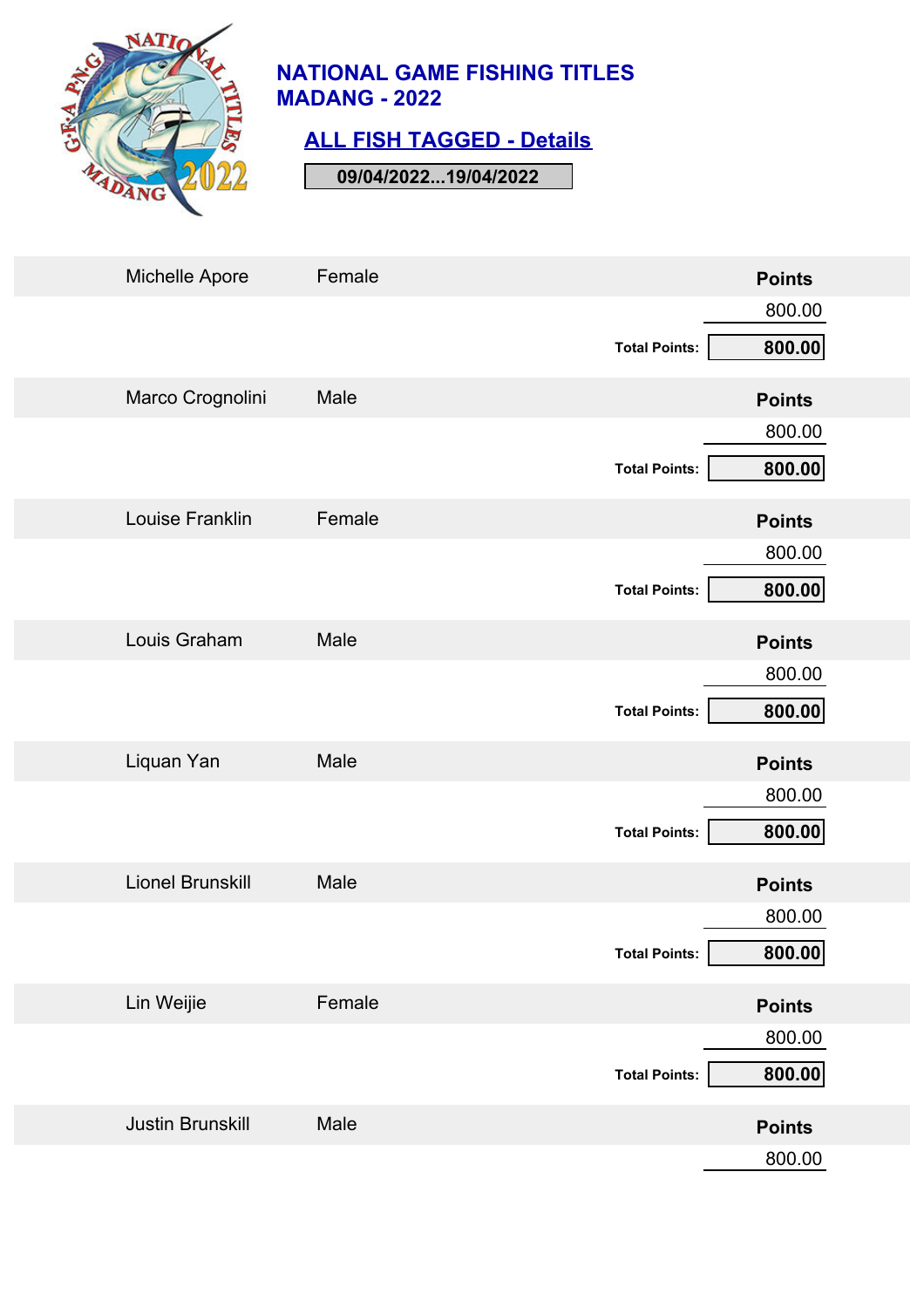# NATIONAL GAME FISHING TITLES MADANG - 2022

## ALL FISH TAGGED - Details

**09/04/2022...19/04/2022**

| Name | Gender | Points |
|---|---|---|
| Michelle Apore | Female | 800.00 |
| | | **Total Points: 800.00** |
| Marco Crognolini | Male | 800.00 |
| | | **Total Points: 800.00** |
| Louise Franklin | Female | 800.00 |
| | | **Total Points: 800.00** |
| Louis Graham | Male | 800.00 |
| | | **Total Points: 800.00** |
| Liquan Yan | Male | 800.00 |
| | | **Total Points: 800.00** |
| Lionel Brunskill | Male | 800.00 |
| | | **Total Points: 800.00** |
| Lin Weijie | Female | 800.00 |
| | | **Total Points: 800.00** |
| Justin Brunskill | Male | 800.00 |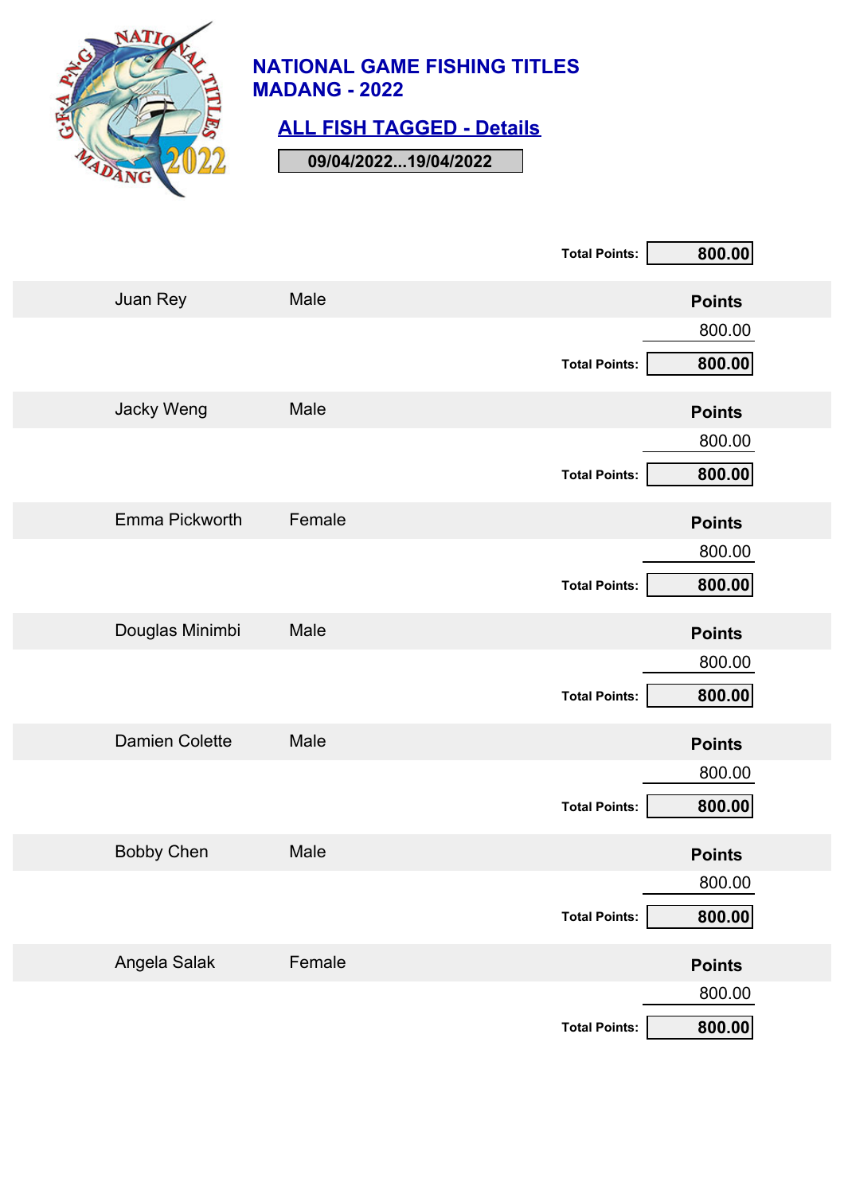## NATIONAL GAME FISHING TITLES MADANG - 2022

### ALL FISH TAGGED - Details

**09/04/2022...19/04/2022**

**Total Points:** **800.00**

| Angler | Gender | Points |
|---|---|---|
| Juan Rey | Male | 800.00 |
| | | **Total Points: 800.00** |
| Jacky Weng | Male | 800.00 |
| | | **Total Points: 800.00** |
| Emma Pickworth | Female | 800.00 |
| | | **Total Points: 800.00** |
| Douglas Minimbi | Male | 800.00 |
| | | **Total Points: 800.00** |
| Damien Colette | Male | 800.00 |
| | | **Total Points: 800.00** |
| Bobby Chen | Male | 800.00 |
| | | **Total Points: 800.00** |
| Angela Salak | Female | 800.00 |
| | | **Total Points: 800.00** |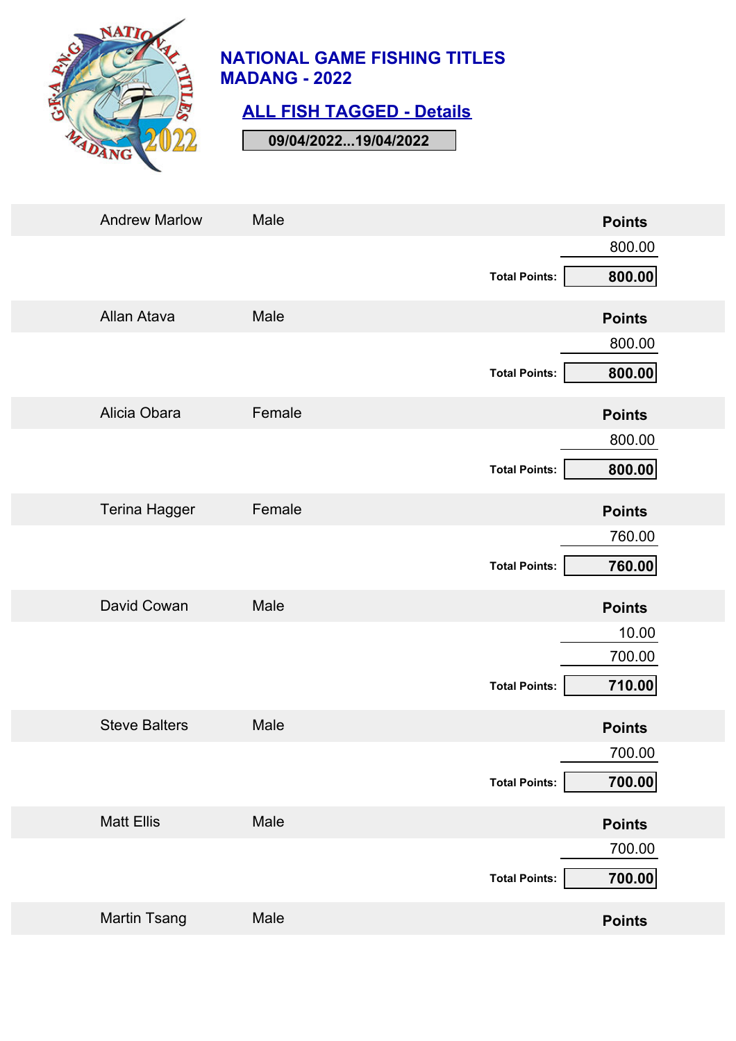# NATIONAL GAME FISHING TITLES MADANG - 2022

## ALL FISH TAGGED - Details

**09/04/2022...19/04/2022**

| Andrew Marlow | Male | Points |
|---|---|---|
| | | 800.00 |
| | **Total Points:** | **800.00** |

| Allan Atava | Male | Points |
|---|---|---|
| | | 800.00 |
| | **Total Points:** | **800.00** |

| Alicia Obara | Female | Points |
|---|---|---|
| | | 800.00 |
| | **Total Points:** | **800.00** |

| Terina Hagger | Female | Points |
|---|---|---|
| | | 760.00 |
| | **Total Points:** | **760.00** |

| David Cowan | Male | Points |
|---|---|---|
| | | 10.00 |
| | | 700.00 |
| | **Total Points:** | **710.00** |

| Steve Balters | Male | Points |
|---|---|---|
| | | 700.00 |
| | **Total Points:** | **700.00** |

| Matt Ellis | Male | Points |
|---|---|---|
| | | 700.00 |
| | **Total Points:** | **700.00** |

| Martin Tsang | Male | Points |
|---|---|---|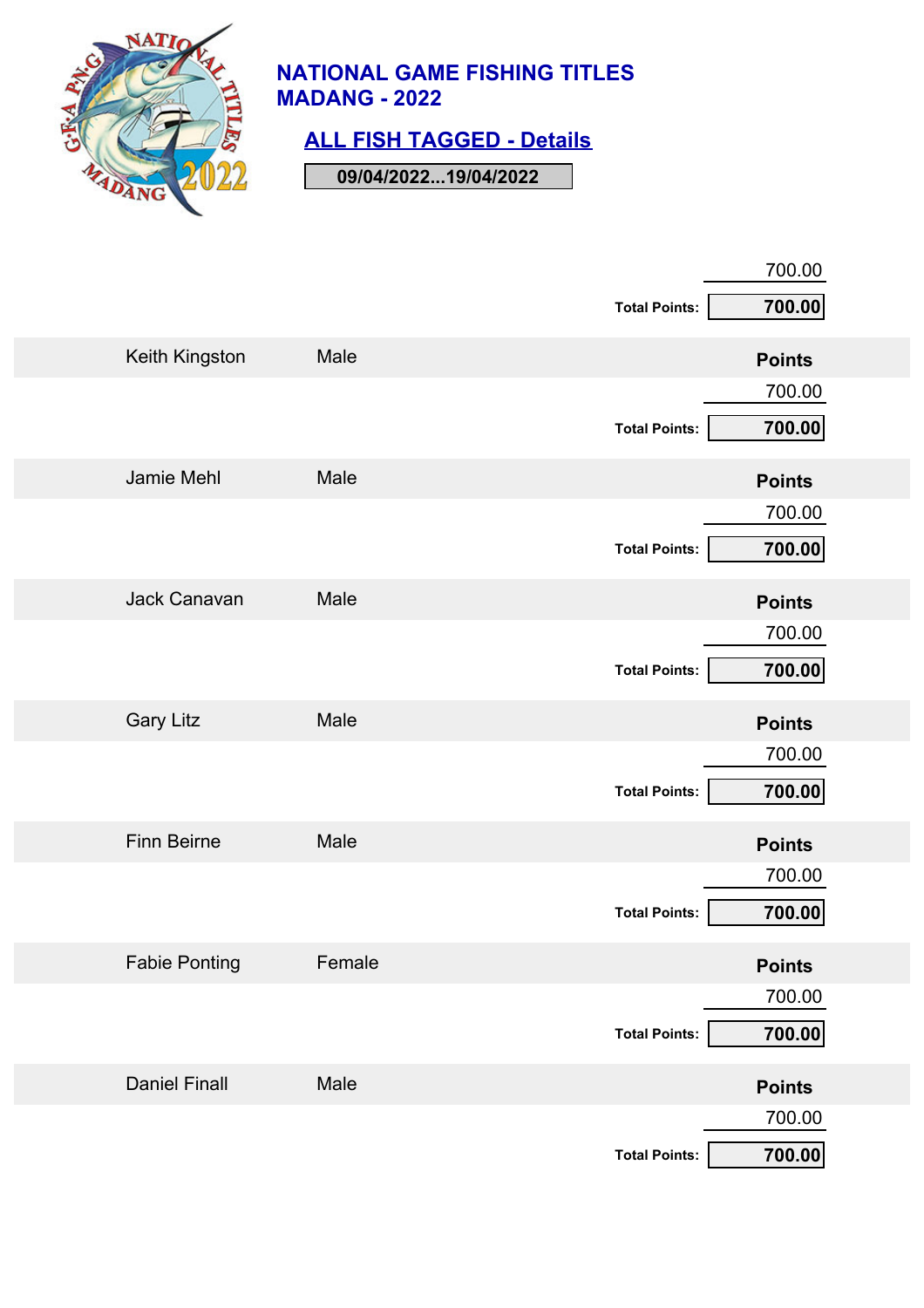# NATIONAL GAME FISHING TITLES
# MADANG - 2022

## ALL FISH TAGGED - Details

**09/04/2022...19/04/2022**

| | | Points |
|---|---|---|
| | | 700.00 |
| | | **Total Points:** **700.00** |
| Keith Kingston | Male | **Points** |
| | | 700.00 |
| | | **Total Points:** **700.00** |
| Jamie Mehl | Male | **Points** |
| | | 700.00 |
| | | **Total Points:** **700.00** |
| Jack Canavan | Male | **Points** |
| | | 700.00 |
| | | **Total Points:** **700.00** |
| Gary Litz | Male | **Points** |
| | | 700.00 |
| | | **Total Points:** **700.00** |
| Finn Beirne | Male | **Points** |
| | | 700.00 |
| | | **Total Points:** **700.00** |
| Fabie Ponting | Female | **Points** |
| | | 700.00 |
| | | **Total Points:** **700.00** |
| Daniel Finall | Male | **Points** |
| | | 700.00 |
| | | **Total Points:** **700.00** |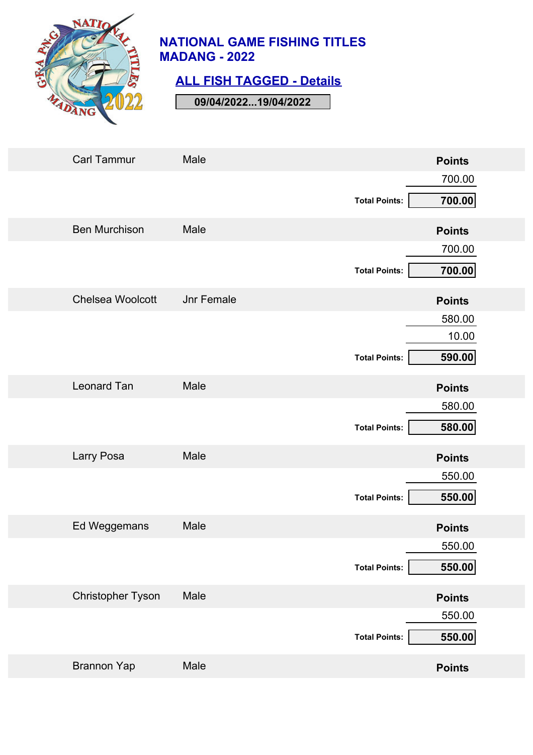# NATIONAL GAME FISHING TITLES MADANG - 2022

## ALL FISH TAGGED - Details

**09/04/2022...19/04/2022**

| Carl Tammur | Male | Points |
|---|---|---|
| | | 700.00 |
| | **Total Points:** | **700.00** |

| Ben Murchison | Male | Points |
|---|---|---|
| | | 700.00 |
| | **Total Points:** | **700.00** |

| Chelsea Woolcott | Jnr Female | Points |
|---|---|---|
| | | 580.00 |
| | | 10.00 |
| | **Total Points:** | **590.00** |

| Leonard Tan | Male | Points |
|---|---|---|
| | | 580.00 |
| | **Total Points:** | **580.00** |

| Larry Posa | Male | Points |
|---|---|---|
| | | 550.00 |
| | **Total Points:** | **550.00** |

| Ed Weggemans | Male | Points |
|---|---|---|
| | | 550.00 |
| | **Total Points:** | **550.00** |

| Christopher Tyson | Male | Points |
|---|---|---|
| | | 550.00 |
| | **Total Points:** | **550.00** |

| Brannon Yap | Male | Points |
|---|---|---|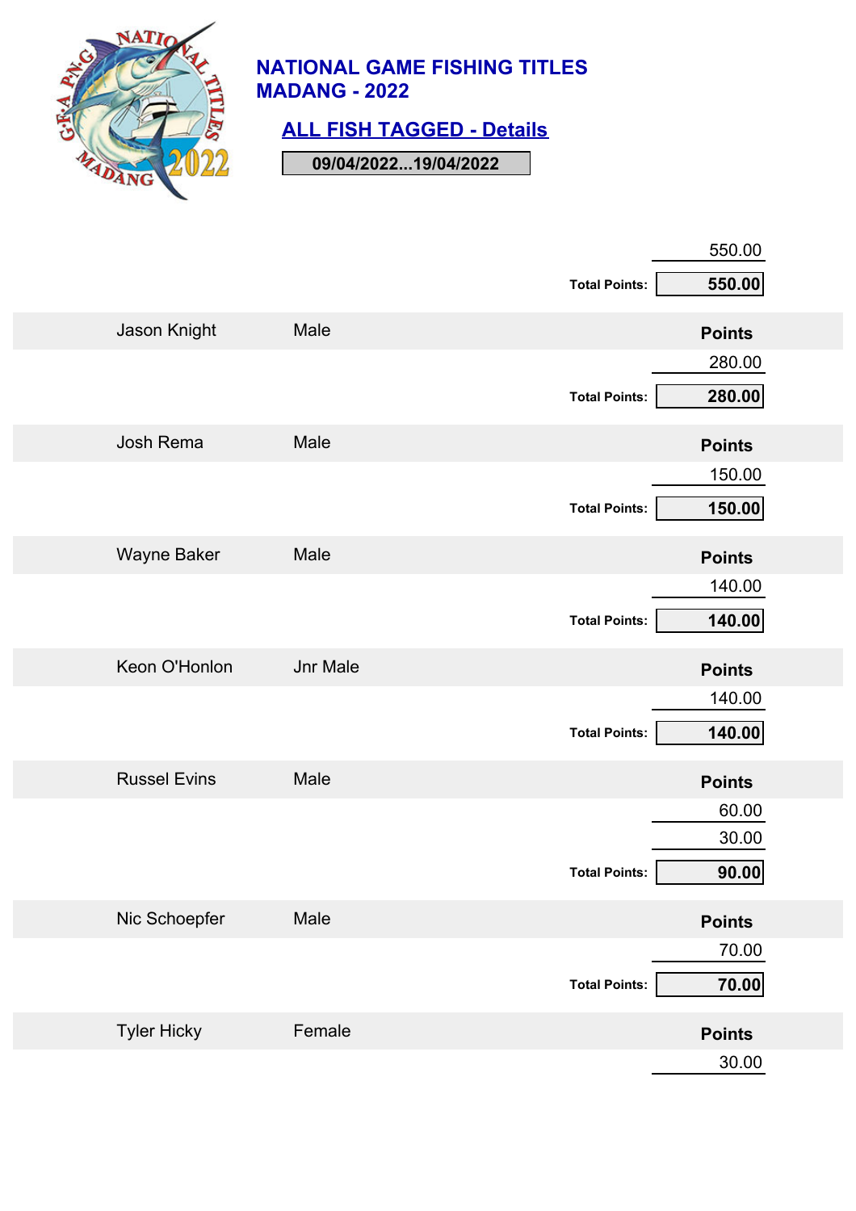# NATIONAL GAME FISHING TITLES MADANG - 2022

## ALL FISH TAGGED - Details

**09/04/2022...19/04/2022**

| | | Points |
|---|---|---|
| | | 550.00 |
| | **Total Points:** | **550.00** |
| Jason Knight | Male | **Points** |
| | | 280.00 |
| | **Total Points:** | **280.00** |
| Josh Rema | Male | **Points** |
| | | 150.00 |
| | **Total Points:** | **150.00** |
| Wayne Baker | Male | **Points** |
| | | 140.00 |
| | **Total Points:** | **140.00** |
| Keon O'Honlon | Jnr Male | **Points** |
| | | 140.00 |
| | **Total Points:** | **140.00** |
| Russel Evins | Male | **Points** |
| | | 60.00 |
| | | 30.00 |
| | **Total Points:** | **90.00** |
| Nic Schoepfer | Male | **Points** |
| | | 70.00 |
| | **Total Points:** | **70.00** |
| Tyler Hicky | Female | **Points** |
| | | 30.00 |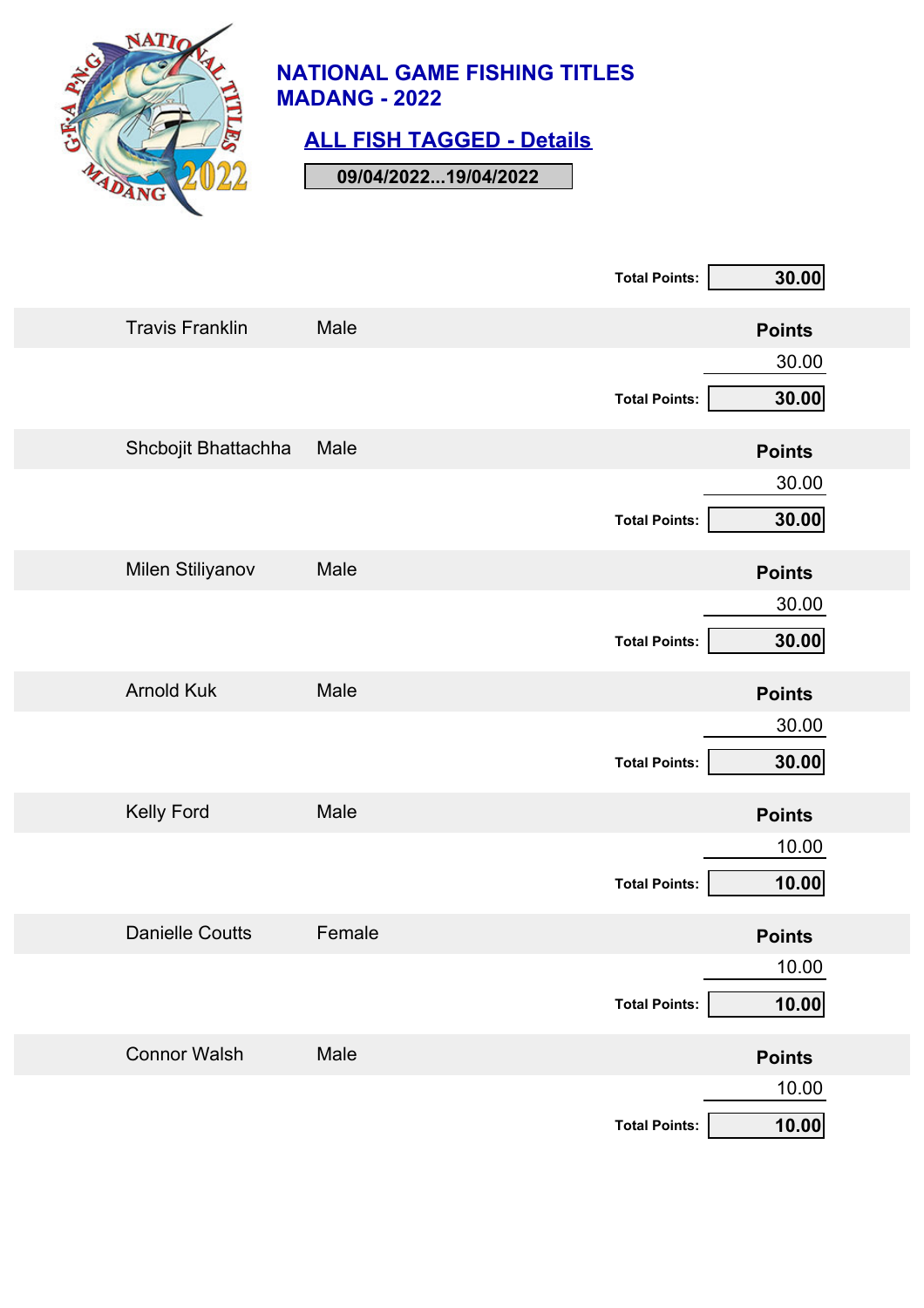# NATIONAL GAME FISHING TITLES
# MADANG - 2022

## ALL FISH TAGGED - Details

**09/04/2022...19/04/2022**

**Total Points:** **30.00**

| | | |
|---|---|---|
| Travis Franklin | Male | **Points** |
| | | 30.00 |
| | **Total Points:** | **30.00** |
| Shcbojit Bhattachha | Male | **Points** |
| | | 30.00 |
| | **Total Points:** | **30.00** |
| Milen Stiliyanov | Male | **Points** |
| | | 30.00 |
| | **Total Points:** | **30.00** |
| Arnold Kuk | Male | **Points** |
| | | 30.00 |
| | **Total Points:** | **30.00** |
| Kelly Ford | Male | **Points** |
| | | 10.00 |
| | **Total Points:** | **10.00** |
| Danielle Coutts | Female | **Points** |
| | | 10.00 |
| | **Total Points:** | **10.00** |
| Connor Walsh | Male | **Points** |
| | | 10.00 |
| | **Total Points:** | **10.00** |